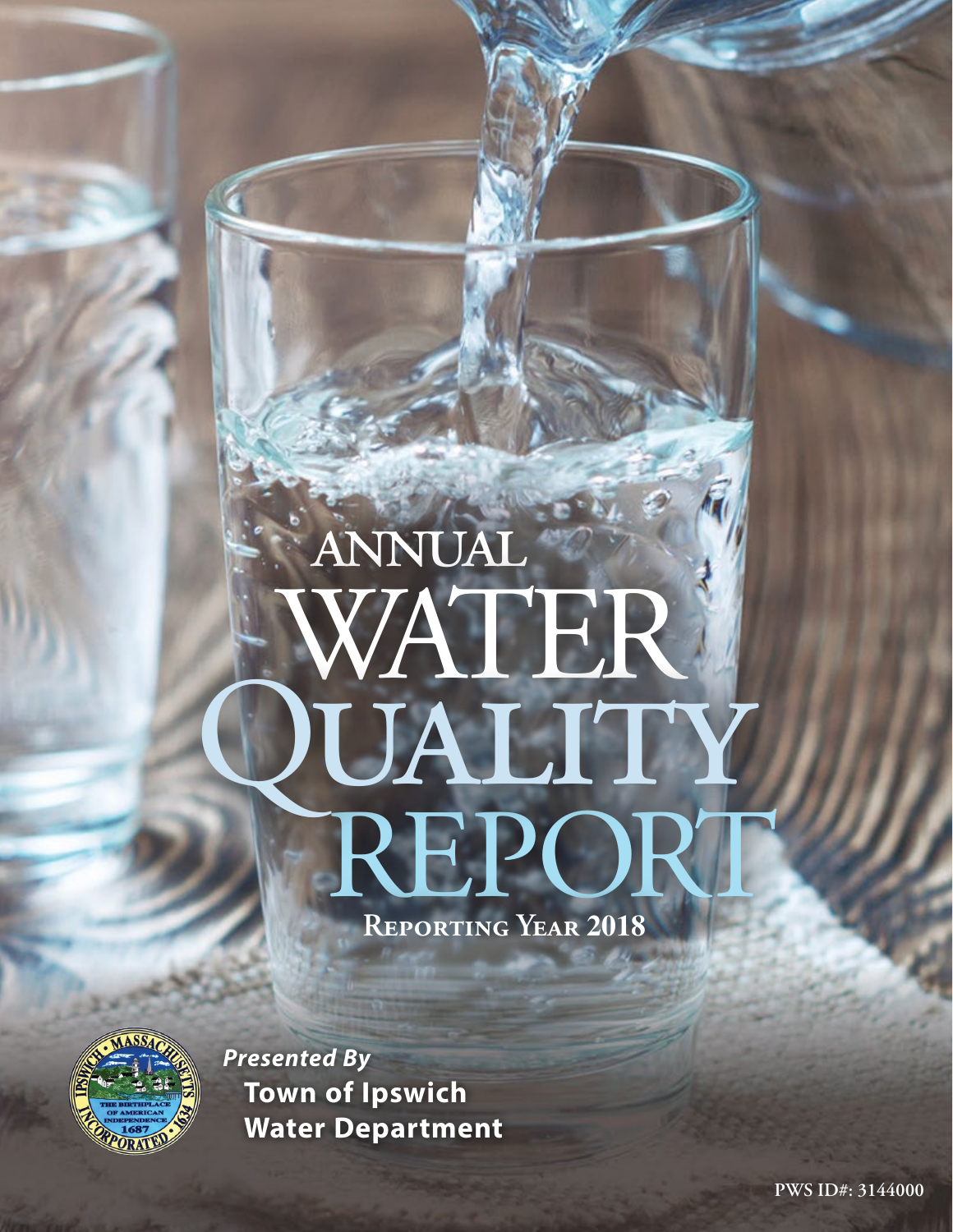# ANNUAL WATER QUALITY REPORT

**Reporting Year 2018**

***Presented By***

**Town of Ipswich Water Department**

PWS ID#: 3144000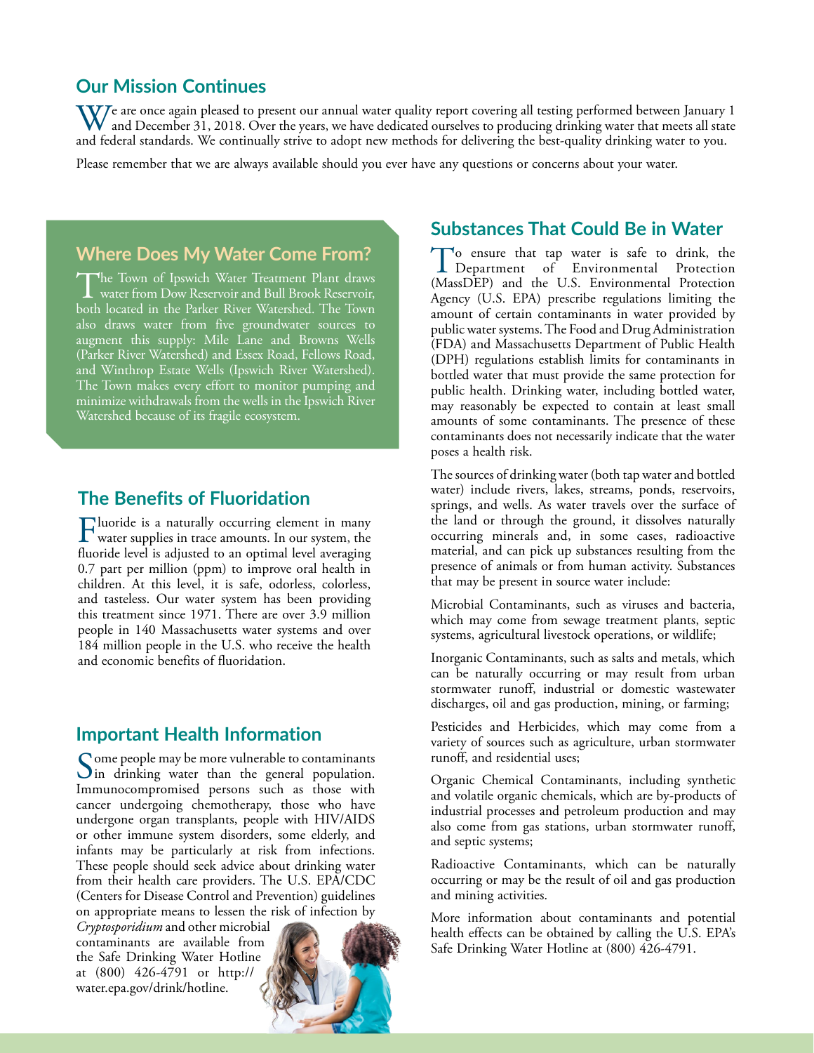## Our Mission Continues

We are once again pleased to present our annual water quality report covering all testing performed between January 1 and December 31, 2018. Over the years, we have dedicated ourselves to producing drinking water that meets all state and federal standards. We continually strive to adopt new methods for delivering the best-quality drinking water to you.

Please remember that we are always available should you ever have any questions or concerns about your water.

## Where Does My Water Come From?

The Town of Ipswich Water Treatment Plant draws water from Dow Reservoir and Bull Brook Reservoir, both located in the Parker River Watershed. The Town also draws water from five groundwater sources to augment this supply: Mile Lane and Browns Wells (Parker River Watershed) and Essex Road, Fellows Road, and Winthrop Estate Wells (Ipswich River Watershed). The Town makes every effort to monitor pumping and minimize withdrawals from the wells in the Ipswich River Watershed because of its fragile ecosystem.

## The Benefits of Fluoridation

Fluoride is a naturally occurring element in many water supplies in trace amounts. In our system, the fluoride level is adjusted to an optimal level averaging 0.7 part per million (ppm) to improve oral health in children. At this level, it is safe, odorless, colorless, and tasteless. Our water system has been providing this treatment since 1971. There are over 3.9 million people in 140 Massachusetts water systems and over 184 million people in the U.S. who receive the health and economic benefits of fluoridation.

## Important Health Information

Some people may be more vulnerable to contaminants in drinking water than the general population. Immunocompromised persons such as those with cancer undergoing chemotherapy, those who have undergone organ transplants, people with HIV/AIDS or other immune system disorders, some elderly, and infants may be particularly at risk from infections. These people should seek advice about drinking water from their health care providers. The U.S. EPA/CDC (Centers for Disease Control and Prevention) guidelines on appropriate means to lessen the risk of infection by *Cryptosporidium* and other microbial contaminants are available from the Safe Drinking Water Hotline at (800) 426-4791 or http://water.epa.gov/drink/hotline.

## Substances That Could Be in Water

To ensure that tap water is safe to drink, the Department of Environmental Protection (MassDEP) and the U.S. Environmental Protection Agency (U.S. EPA) prescribe regulations limiting the amount of certain contaminants in water provided by public water systems. The Food and Drug Administration (FDA) and Massachusetts Department of Public Health (DPH) regulations establish limits for contaminants in bottled water that must provide the same protection for public health. Drinking water, including bottled water, may reasonably be expected to contain at least small amounts of some contaminants. The presence of these contaminants does not necessarily indicate that the water poses a health risk.

The sources of drinking water (both tap water and bottled water) include rivers, lakes, streams, ponds, reservoirs, springs, and wells. As water travels over the surface of the land or through the ground, it dissolves naturally occurring minerals and, in some cases, radioactive material, and can pick up substances resulting from the presence of animals or from human activity. Substances that may be present in source water include:

Microbial Contaminants, such as viruses and bacteria, which may come from sewage treatment plants, septic systems, agricultural livestock operations, or wildlife;

Inorganic Contaminants, such as salts and metals, which can be naturally occurring or may result from urban stormwater runoff, industrial or domestic wastewater discharges, oil and gas production, mining, or farming;

Pesticides and Herbicides, which may come from a variety of sources such as agriculture, urban stormwater runoff, and residential uses;

Organic Chemical Contaminants, including synthetic and volatile organic chemicals, which are by-products of industrial processes and petroleum production and may also come from gas stations, urban stormwater runoff, and septic systems;

Radioactive Contaminants, which can be naturally occurring or may be the result of oil and gas production and mining activities.

More information about contaminants and potential health effects can be obtained by calling the U.S. EPA's Safe Drinking Water Hotline at (800) 426-4791.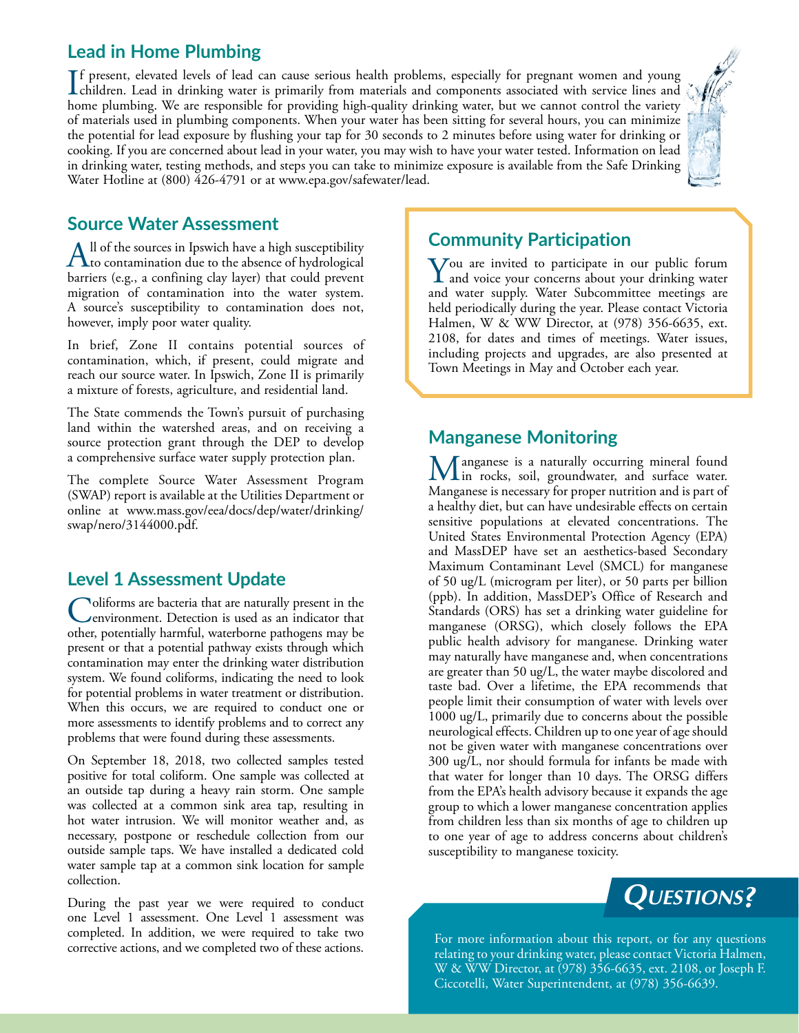## Lead in Home Plumbing

If present, elevated levels of lead can cause serious health problems, especially for pregnant women and young children. Lead in drinking water is primarily from materials and components associated with service lines and home plumbing. We are responsible for providing high-quality drinking water, but we cannot control the variety of materials used in plumbing components. When your water has been sitting for several hours, you can minimize the potential for lead exposure by flushing your tap for 30 seconds to 2 minutes before using water for drinking or cooking. If you are concerned about lead in your water, you may wish to have your water tested. Information on lead in drinking water, testing methods, and steps you can take to minimize exposure is available from the Safe Drinking Water Hotline at (800) 426-4791 or at www.epa.gov/safewater/lead.

## Source Water Assessment

All of the sources in Ipswich have a high susceptibility to contamination due to the absence of hydrological barriers (e.g., a confining clay layer) that could prevent migration of contamination into the water system. A source's susceptibility to contamination does not, however, imply poor water quality.

In brief, Zone II contains potential sources of contamination, which, if present, could migrate and reach our source water. In Ipswich, Zone II is primarily a mixture of forests, agriculture, and residential land.

The State commends the Town's pursuit of purchasing land within the watershed areas, and on receiving a source protection grant through the DEP to develop a comprehensive surface water supply protection plan.

The complete Source Water Assessment Program (SWAP) report is available at the Utilities Department or online at www.mass.gov/eea/docs/dep/water/drinking/swap/nero/3144000.pdf.

## Level 1 Assessment Update

Coliforms are bacteria that are naturally present in the environment. Detection is used as an indicator that other, potentially harmful, waterborne pathogens may be present or that a potential pathway exists through which contamination may enter the drinking water distribution system. We found coliforms, indicating the need to look for potential problems in water treatment or distribution. When this occurs, we are required to conduct one or more assessments to identify problems and to correct any problems that were found during these assessments.

On September 18, 2018, two collected samples tested positive for total coliform. One sample was collected at an outside tap during a heavy rain storm. One sample was collected at a common sink area tap, resulting in hot water intrusion. We will monitor weather and, as necessary, postpone or reschedule collection from our outside sample taps. We have installed a dedicated cold water sample tap at a common sink location for sample collection.

During the past year we were required to conduct one Level 1 assessment. One Level 1 assessment was completed. In addition, we were required to take two corrective actions, and we completed two of these actions.

## Community Participation

You are invited to participate in our public forum and voice your concerns about your drinking water and water supply. Water Subcommittee meetings are held periodically during the year. Please contact Victoria Halmen, W & WW Director, at (978) 356-6635, ext. 2108, for dates and times of meetings. Water issues, including projects and upgrades, are also presented at Town Meetings in May and October each year.

## Manganese Monitoring

Manganese is a naturally occurring mineral found in rocks, soil, groundwater, and surface water. Manganese is necessary for proper nutrition and is part of a healthy diet, but can have undesirable effects on certain sensitive populations at elevated concentrations. The United States Environmental Protection Agency (EPA) and MassDEP have set an aesthetics-based Secondary Maximum Contaminant Level (SMCL) for manganese of 50 ug/L (microgram per liter), or 50 parts per billion (ppb). In addition, MassDEP's Office of Research and Standards (ORS) has set a drinking water guideline for manganese (ORSG), which closely follows the EPA public health advisory for manganese. Drinking water may naturally have manganese and, when concentrations are greater than 50 ug/L, the water maybe discolored and taste bad. Over a lifetime, the EPA recommends that people limit their consumption of water with levels over 1000 ug/L, primarily due to concerns about the possible neurological effects. Children up to one year of age should not be given water with manganese concentrations over 300 ug/L, nor should formula for infants be made with that water for longer than 10 days. The ORSG differs from the EPA's health advisory because it expands the age group to which a lower manganese concentration applies from children less than six months of age to children up to one year of age to address concerns about children's susceptibility to manganese toxicity.

## *Questions?*

For more information about this report, or for any questions relating to your drinking water, please contact Victoria Halmen, W & WW Director, at (978) 356-6635, ext. 2108, or Joseph F. Ciccotelli, Water Superintendent, at (978) 356-6639.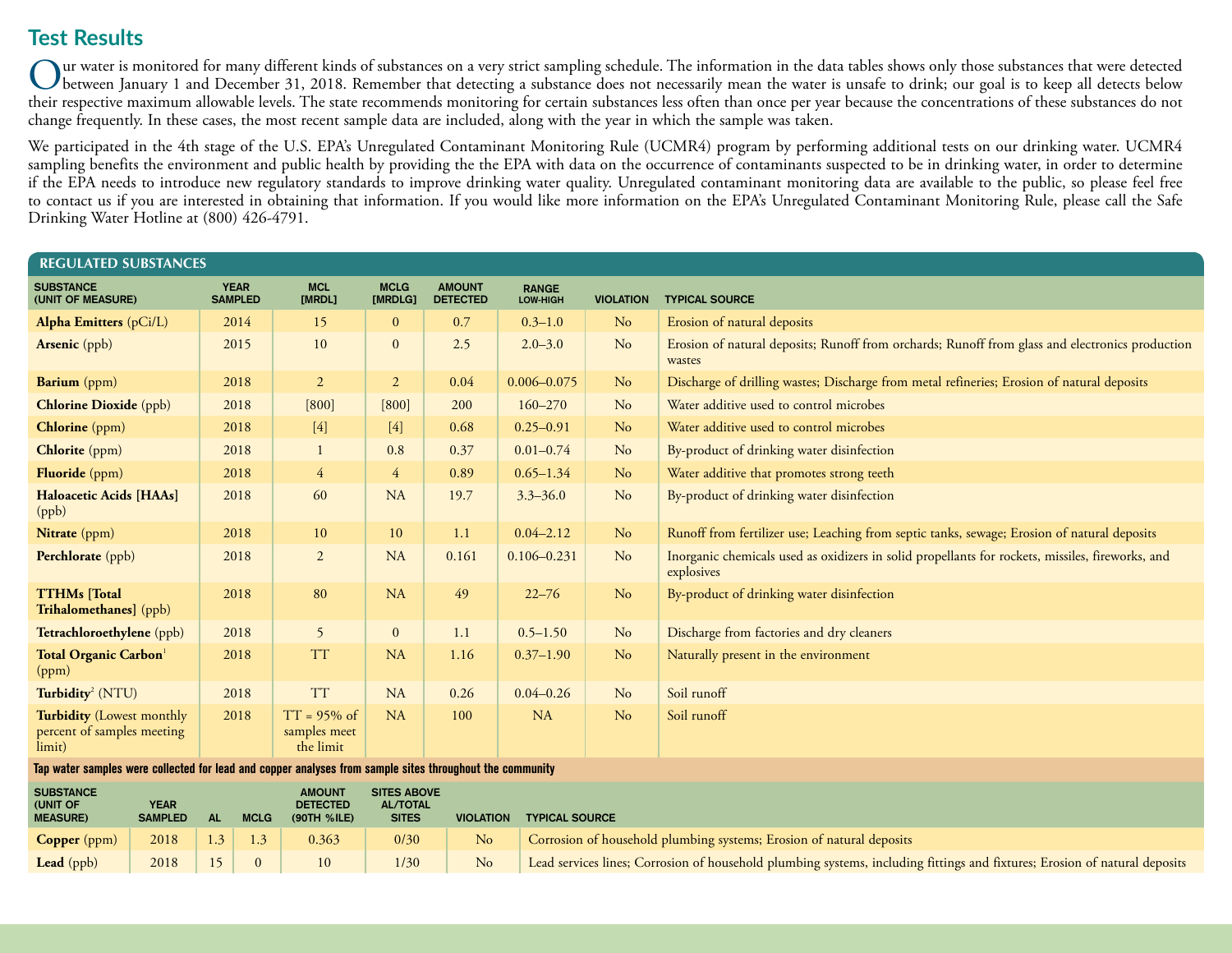## Test Results

Our water is monitored for many different kinds of substances on a very strict sampling schedule. The information in the data tables shows only those substances that were detected between January 1 and December 31, 2018. Remember that detecting a substance does not necessarily mean the water is unsafe to drink; our goal is to keep all detects below their respective maximum allowable levels. The state recommends monitoring for certain substances less often than once per year because the concentrations of these substances do not change frequently. In these cases, the most recent sample data are included, along with the year in which the sample was taken.

We participated in the 4th stage of the U.S. EPA's Unregulated Contaminant Monitoring Rule (UCMR4) program by performing additional tests on our drinking water. UCMR4 sampling benefits the environment and public health by providing the the EPA with data on the occurrence of contaminants suspected to be in drinking water, in order to determine if the EPA needs to introduce new regulatory standards to improve drinking water quality. Unregulated contaminant monitoring data are available to the public, so please feel free to contact us if you are interested in obtaining that information. If you would like more information on the EPA's Unregulated Contaminant Monitoring Rule, please call the Safe Drinking Water Hotline at (800) 426-4791.

### REGULATED SUBSTANCES

| SUBSTANCE (UNIT OF MEASURE) | YEAR SAMPLED | MCL [MRDL] | MCLG [MRDLG] | AMOUNT DETECTED | RANGE LOW-HIGH | VIOLATION | TYPICAL SOURCE |
|---|---|---|---|---|---|---|---|
| **Alpha Emitters** (pCi/L) | 2014 | 15 | 0 | 0.7 | 0.3–1.0 | No | Erosion of natural deposits |
| **Arsenic** (ppb) | 2015 | 10 | 0 | 2.5 | 2.0–3.0 | No | Erosion of natural deposits; Runoff from orchards; Runoff from glass and electronics production wastes |
| **Barium** (ppm) | 2018 | 2 | 2 | 0.04 | 0.006–0.075 | No | Discharge of drilling wastes; Discharge from metal refineries; Erosion of natural deposits |
| **Chlorine Dioxide** (ppb) | 2018 | [800] | [800] | 200 | 160–270 | No | Water additive used to control microbes |
| **Chlorine** (ppm) | 2018 | [4] | [4] | 0.68 | 0.25–0.91 | No | Water additive used to control microbes |
| **Chlorite** (ppm) | 2018 | 1 | 0.8 | 0.37 | 0.01–0.74 | No | By-product of drinking water disinfection |
| **Fluoride** (ppm) | 2018 | 4 | 4 | 0.89 | 0.65–1.34 | No | Water additive that promotes strong teeth |
| **Haloacetic Acids [HAAs]** (ppb) | 2018 | 60 | NA | 19.7 | 3.3–36.0 | No | By-product of drinking water disinfection |
| **Nitrate** (ppm) | 2018 | 10 | 10 | 1.1 | 0.04–2.12 | No | Runoff from fertilizer use; Leaching from septic tanks, sewage; Erosion of natural deposits |
| **Perchlorate** (ppb) | 2018 | 2 | NA | 0.161 | 0.106–0.231 | No | Inorganic chemicals used as oxidizers in solid propellants for rockets, missiles, fireworks, and explosives |
| **TTHMs [Total Trihalomethanes]** (ppb) | 2018 | 80 | NA | 49 | 22–76 | No | By-product of drinking water disinfection |
| **Tetrachloroethylene** (ppb) | 2018 | 5 | 0 | 1.1 | 0.5–1.50 | No | Discharge from factories and dry cleaners |
| **Total Organic Carbon**[1] (ppm) | 2018 | TT | NA | 1.16 | 0.37–1.90 | No | Naturally present in the environment |
| **Turbidity**[2] (NTU) | 2018 | TT | NA | 0.26 | 0.04–0.26 | No | Soil runoff |
| **Turbidity** (Lowest monthly percent of samples meeting limit) | 2018 | TT = 95% of samples meet the limit | NA | 100 | NA | No | Soil runoff |

**Tap water samples were collected for lead and copper analyses from sample sites throughout the community**

| SUBSTANCE (UNIT OF MEASURE) | YEAR SAMPLED | AL | MCLG | AMOUNT DETECTED (90TH %ILE) | SITES ABOVE AL/TOTAL SITES | VIOLATION | TYPICAL SOURCE |
|---|---|---|---|---|---|---|---|
| **Copper** (ppm) | 2018 | 1.3 | 1.3 | 0.363 | 0/30 | No | Corrosion of household plumbing systems; Erosion of natural deposits |
| **Lead** (ppb) | 2018 | 15 | 0 | 10 | 1/30 | No | Lead services lines; Corrosion of household plumbing systems, including fittings and fixtures; Erosion of natural deposits |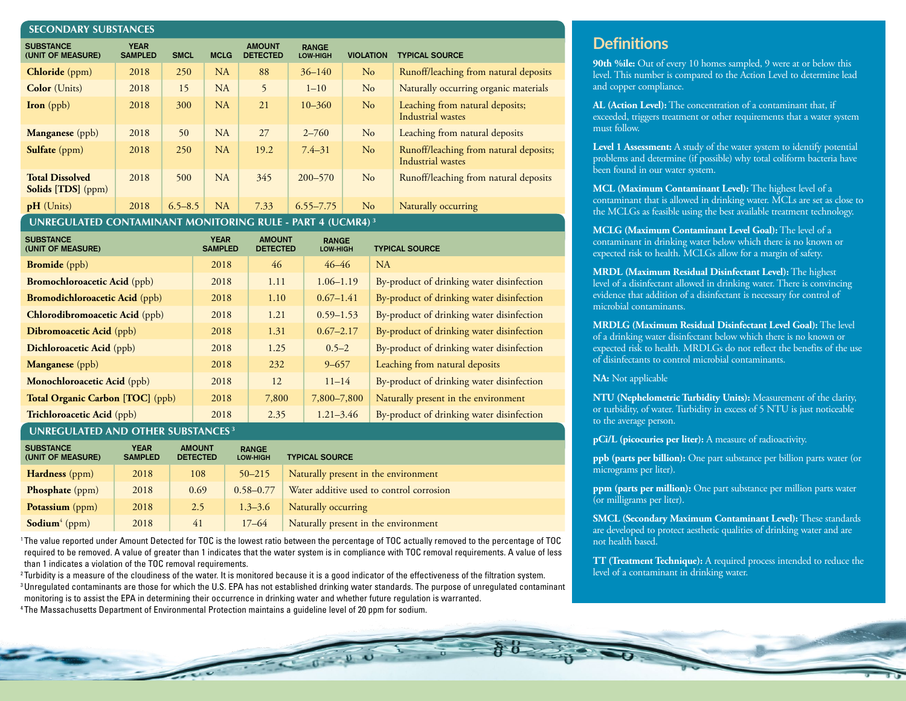## SECONDARY SUBSTANCES

| SUBSTANCE (UNIT OF MEASURE) | YEAR SAMPLED | SMCL | MCLG | AMOUNT DETECTED | RANGE LOW-HIGH | VIOLATION | TYPICAL SOURCE |
|---|---|---|---|---|---|---|---|
| **Chloride** (ppm) | 2018 | 250 | NA | 88 | 36–140 | No | Runoff/leaching from natural deposits |
| **Color** (Units) | 2018 | 15 | NA | 5 | 1–10 | No | Naturally occurring organic materials |
| **Iron** (ppb) | 2018 | 300 | NA | 21 | 10–360 | No | Leaching from natural deposits; Industrial wastes |
| **Manganese** (ppb) | 2018 | 50 | NA | 27 | 2–760 | No | Leaching from natural deposits |
| **Sulfate** (ppm) | 2018 | 250 | NA | 19.2 | 7.4–31 | No | Runoff/leaching from natural deposits; Industrial wastes |
| **Total Dissolved Solids [TDS]** (ppm) | 2018 | 500 | NA | 345 | 200–570 | No | Runoff/leaching from natural deposits |
| **pH** (Units) | 2018 | 6.5–8.5 | NA | 7.33 | 6.55–7.75 | No | Naturally occurring |

## UNREGULATED CONTAMINANT MONITORING RULE - PART 4 (UCMR4) [3]

| SUBSTANCE (UNIT OF MEASURE) | YEAR SAMPLED | AMOUNT DETECTED | RANGE LOW-HIGH | TYPICAL SOURCE |
|---|---|---|---|---|
| **Bromide** (ppb) | 2018 | 46 | 46–46 | NA |
| **Bromochloroacetic Acid** (ppb) | 2018 | 1.11 | 1.06–1.19 | By-product of drinking water disinfection |
| **Bromodichloroacetic Acid** (ppb) | 2018 | 1.10 | 0.67–1.41 | By-product of drinking water disinfection |
| **Chlorodibromoacetic Acid** (ppb) | 2018 | 1.21 | 0.59–1.53 | By-product of drinking water disinfection |
| **Dibromoacetic Acid** (ppb) | 2018 | 1.31 | 0.67–2.17 | By-product of drinking water disinfection |
| **Dichloroacetic Acid** (ppb) | 2018 | 1.25 | 0.5–2 | By-product of drinking water disinfection |
| **Manganese** (ppb) | 2018 | 232 | 9–657 | Leaching from natural deposits |
| **Monochloroacetic Acid** (ppb) | 2018 | 12 | 11–14 | By-product of drinking water disinfection |
| **Total Organic Carbon [TOC]** (ppb) | 2018 | 7,800 | 7,800–7,800 | Naturally present in the environment |
| **Trichloroacetic Acid** (ppb) | 2018 | 2.35 | 1.21–3.46 | By-product of drinking water disinfection |

## UNREGULATED AND OTHER SUBSTANCES [3]

| SUBSTANCE (UNIT OF MEASURE) | YEAR SAMPLED | AMOUNT DETECTED | RANGE LOW-HIGH | TYPICAL SOURCE |
|---|---|---|---|---|
| **Hardness** (ppm) | 2018 | 108 | 50–215 | Naturally present in the environment |
| **Phosphate** (ppm) | 2018 | 0.69 | 0.58–0.77 | Water additive used to control corrosion |
| **Potassium** (ppm) | 2018 | 2.5 | 1.3–3.6 | Naturally occurring |
| **Sodium**[4] (ppm) | 2018 | 41 | 17–64 | Naturally present in the environment |

[1] The value reported under Amount Detected for TOC is the lowest ratio between the percentage of TOC actually removed to the percentage of TOC required to be removed. A value of greater than 1 indicates that the water system is in compliance with TOC removal requirements. A value of less than 1 indicates a violation of the TOC removal requirements.

[2] Turbidity is a measure of the cloudiness of the water. It is monitored because it is a good indicator of the effectiveness of the filtration system.

[3] Unregulated contaminants are those for which the U.S. EPA has not established drinking water standards. The purpose of unregulated contaminant monitoring is to assist the EPA in determining their occurrence in drinking water and whether future regulation is warranted.

[4] The Massachusetts Department of Environmental Protection maintains a guideline level of 20 ppm for sodium.

## Definitions

**90th %ile:** Out of every 10 homes sampled, 9 were at or below this level. This number is compared to the Action Level to determine lead and copper compliance.

**AL (Action Level):** The concentration of a contaminant that, if exceeded, triggers treatment or other requirements that a water system must follow.

**Level 1 Assessment:** A study of the water system to identify potential problems and determine (if possible) why total coliform bacteria have been found in our water system.

**MCL (Maximum Contaminant Level):** The highest level of a contaminant that is allowed in drinking water. MCLs are set as close to the MCLGs as feasible using the best available treatment technology.

**MCLG (Maximum Contaminant Level Goal):** The level of a contaminant in drinking water below which there is no known or expected risk to health. MCLGs allow for a margin of safety.

**MRDL (Maximum Residual Disinfectant Level):** The highest level of a disinfectant allowed in drinking water. There is convincing evidence that addition of a disinfectant is necessary for control of microbial contaminants.

**MRDLG (Maximum Residual Disinfectant Level Goal):** The level of a drinking water disinfectant below which there is no known or expected risk to health. MRDLGs do not reflect the benefits of the use of disinfectants to control microbial contaminants.

**NA:** Not applicable

**NTU (Nephelometric Turbidity Units):** Measurement of the clarity, or turbidity, of water. Turbidity in excess of 5 NTU is just noticeable to the average person.

**pCi/L (picocuries per liter):** A measure of radioactivity.

**ppb (parts per billion):** One part substance per billion parts water (or micrograms per liter).

**ppm (parts per million):** One part substance per million parts water (or milligrams per liter).

**SMCL (Secondary Maximum Contaminant Level):** These standards are developed to protect aesthetic qualities of drinking water and are not health based.

**TT (Treatment Technique):** A required process intended to reduce the level of a contaminant in drinking water.